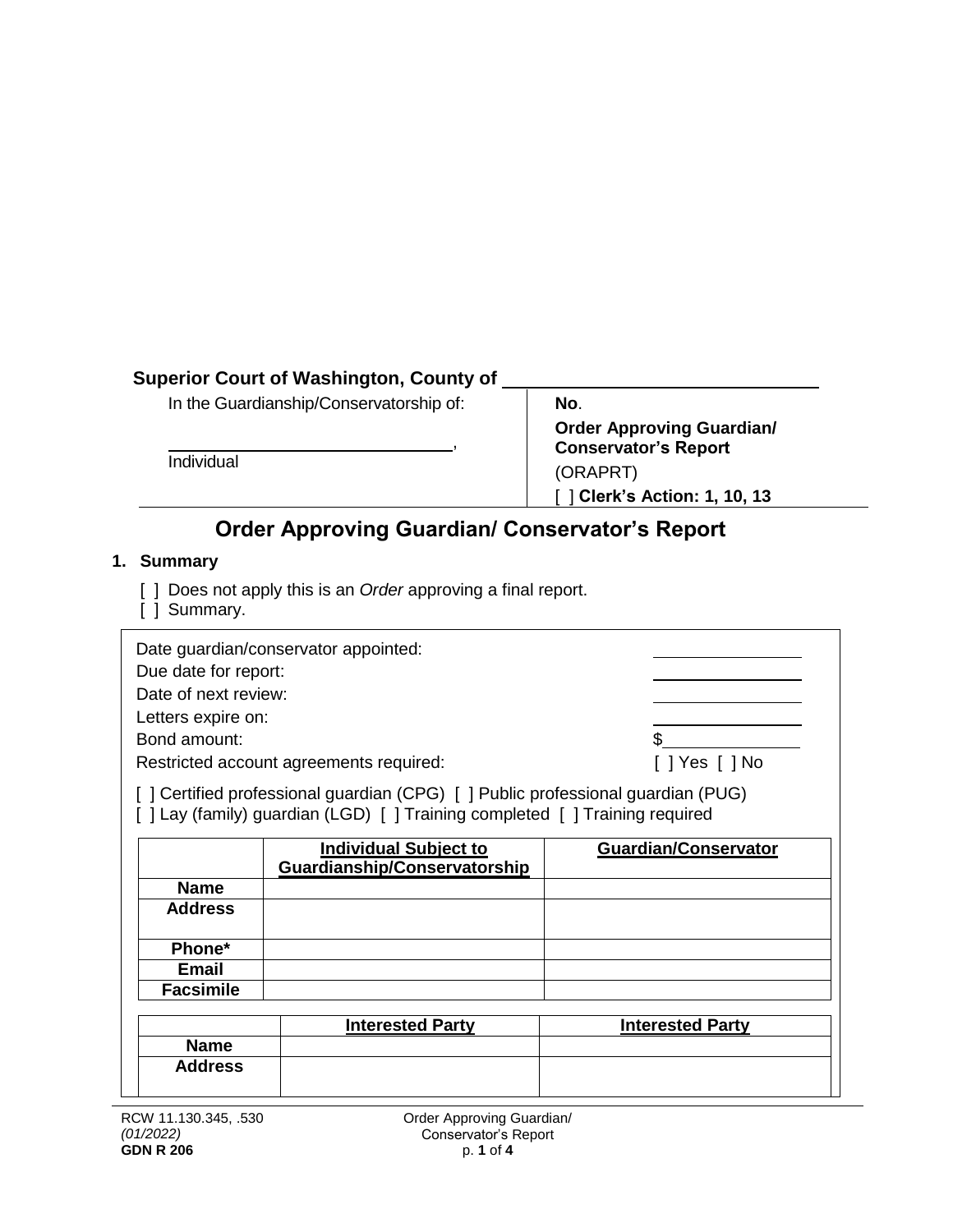**Superior Court of Washington, County of** ______________________________

In the Guardianship/Conservatorship of:

______________________________,
Individual

**No**.

**Order Approving Guardian/ Conservator's Report**

(ORAPRT)

[ ] **Clerk's Action: 1, 10, 13**

# Order Approving Guardian/ Conservator's Report

## 1. Summary

[ ] Does not apply this is an *Order* approving a final report.
[ ] Summary.

Date guardian/conservator appointed: ______________
Due date for report: ______________
Date of next review: ______________
Letters expire on: ______________
Bond amount: $______________
Restricted account agreements required: [ ] Yes [ ] No

[ ] Certified professional guardian (CPG) [ ] Public professional guardian (PUG)
[ ] Lay (family) guardian (LGD) [ ] Training completed [ ] Training required

| | **Individual Subject to Guardianship/Conservatorship** | **Guardian/Conservator** |
|---|---|---|
| **Name** | | |
| **Address** | | |
| **Phone*** | | |
| **Email** | | |
| **Facsimile** | | |

| | **Interested Party** | **Interested Party** |
|---|---|---|
| **Name** | | |
| **Address** | | |

RCW 11.130.345, .530
*(01/2022)*
**GDN R 206**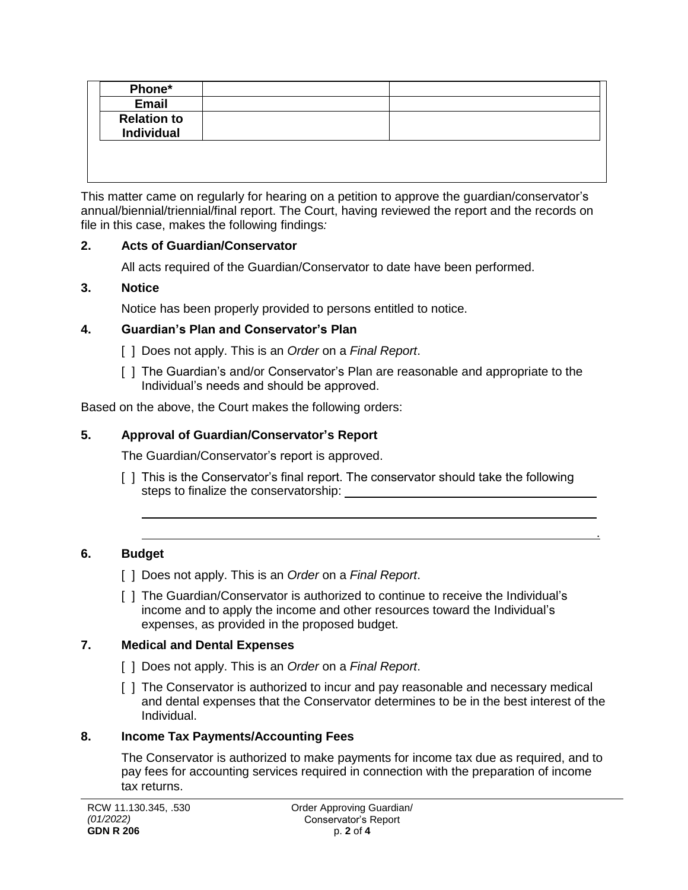| Phone* | | |
|---|---|---|
| Email | | |
| Relation to Individual | | |

This matter came on regularly for hearing on a petition to approve the guardian/conservator's annual/biennial/triennial/final report. The Court, having reviewed the report and the records on file in this case, makes the following findings*:*

**2. Acts of Guardian/Conservator**

All acts required of the Guardian/Conservator to date have been performed.

**3. Notice**

Notice has been properly provided to persons entitled to notice.

**4. Guardian's Plan and Conservator's Plan**

[ ] Does not apply. This is an *Order* on a *Final Report*.

[ ] The Guardian's and/or Conservator's Plan are reasonable and appropriate to the Individual's needs and should be approved.

Based on the above, the Court makes the following orders:

**5. Approval of Guardian/Conservator's Report**

The Guardian/Conservator's report is approved.

[ ] This is the Conservator's final report. The conservator should take the following steps to finalize the conservatorship: ________________________________________

______________________________________________________________________________

______________________________________________________________________________.

**6. Budget**

[ ] Does not apply. This is an *Order* on a *Final Report*.

[ ] The Guardian/Conservator is authorized to continue to receive the Individual's income and to apply the income and other resources toward the Individual's expenses, as provided in the proposed budget.

**7. Medical and Dental Expenses**

[ ] Does not apply. This is an *Order* on a *Final Report*.

[ ] The Conservator is authorized to incur and pay reasonable and necessary medical and dental expenses that the Conservator determines to be in the best interest of the Individual.

**8. Income Tax Payments/Accounting Fees**

The Conservator is authorized to make payments for income tax due as required, and to pay fees for accounting services required in connection with the preparation of income tax returns.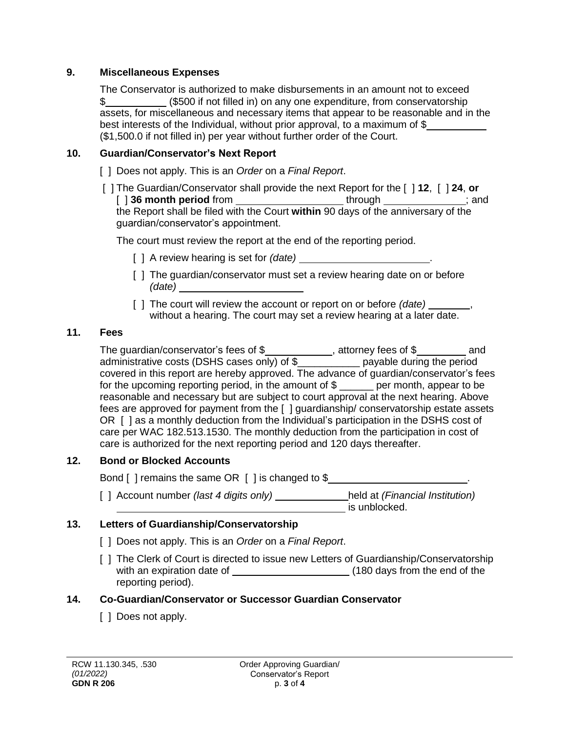## 9. Miscellaneous Expenses

The Conservator is authorized to make disbursements in an amount not to exceed $\_\_\_\_\_\_\_\_\_\_ ($500 if not filled in) on any one expenditure, from conservatorship assets, for miscellaneous and necessary items that appear to be reasonable and in the best interests of the Individual, without prior approval, to a maximum of $\_\_\_\_\_\_\_\_\_\_ ($1,500.0 if not filled in) per year without further order of the Court.

## 10. Guardian/Conservator's Next Report

[ ] Does not apply. This is an *Order* on a *Final Report*.

[ ] The Guardian/Conservator shall provide the next Report for the [ ] **12**, [ ] **24**, **or** [ ] **36 month period** from \_\_\_\_\_\_\_\_\_\_\_\_\_\_\_\_\_\_ through \_\_\_\_\_\_\_\_\_\_\_\_\_\_; and the Report shall be filed with the Court **within** 90 days of the anniversary of the guardian/conservator's appointment.

The court must review the report at the end of the reporting period.

- [ ] A review hearing is set for *(date)* \_\_\_\_\_\_\_\_\_\_\_\_\_\_\_\_\_\_\_\_\_\_.
- [ ] The guardian/conservator must set a review hearing date on or before *(date)* \_\_\_\_\_\_\_\_\_\_\_\_\_\_\_\_\_\_\_\_\_\_
- [ ] The court will review the account or report on or before *(date)* \_\_\_\_\_\_\_, without a hearing. The court may set a review hearing at a later date.

## 11. Fees

The guardian/conservator's fees of $\_\_\_\_\_\_\_\_\_\_\_\_, attorney fees of $\_\_\_\_\_\_\_\_\_ and administrative costs (DSHS cases only) of $\_\_\_\_\_\_\_\_\_\_\_ payable during the period covered in this report are hereby approved. The advance of guardian/conservator's fees for the upcoming reporting period, in the amount of $ \_\_\_\_\_\_ per month, appear to be reasonable and necessary but are subject to court approval at the next hearing. Above fees are approved for payment from the [ ] guardianship/ conservatorship estate assets OR [ ] as a monthly deduction from the Individual's participation in the DSHS cost of care per WAC 182.513.1530. The monthly deduction from the participation in cost of care is authorized for the next reporting period and 120 days thereafter.

## 12. Bond or Blocked Accounts

Bond [ ] remains the same OR [ ] is changed to $\_\_\_\_\_\_\_\_\_\_\_\_\_\_\_\_\_\_\_\_\_\_\_\_.

[ ] Account number *(last 4 digits only)* \_\_\_\_\_\_\_\_\_\_\_\_\_ held at *(Financial Institution)* \_\_\_\_\_\_\_\_\_\_\_\_\_\_\_\_\_\_\_\_\_\_\_\_\_\_\_\_\_\_\_\_\_\_\_\_\_\_\_\_ is unblocked.

## 13. Letters of Guardianship/Conservatorship

[ ] Does not apply. This is an *Order* on a *Final Report*.

[ ] The Clerk of Court is directed to issue new Letters of Guardianship/Conservatorship with an expiration date of \_\_\_\_\_\_\_\_\_\_\_\_\_\_\_\_\_\_\_\_\_ (180 days from the end of the reporting period).

## 14. Co-Guardian/Conservator or Successor Guardian Conservator

[ ] Does not apply.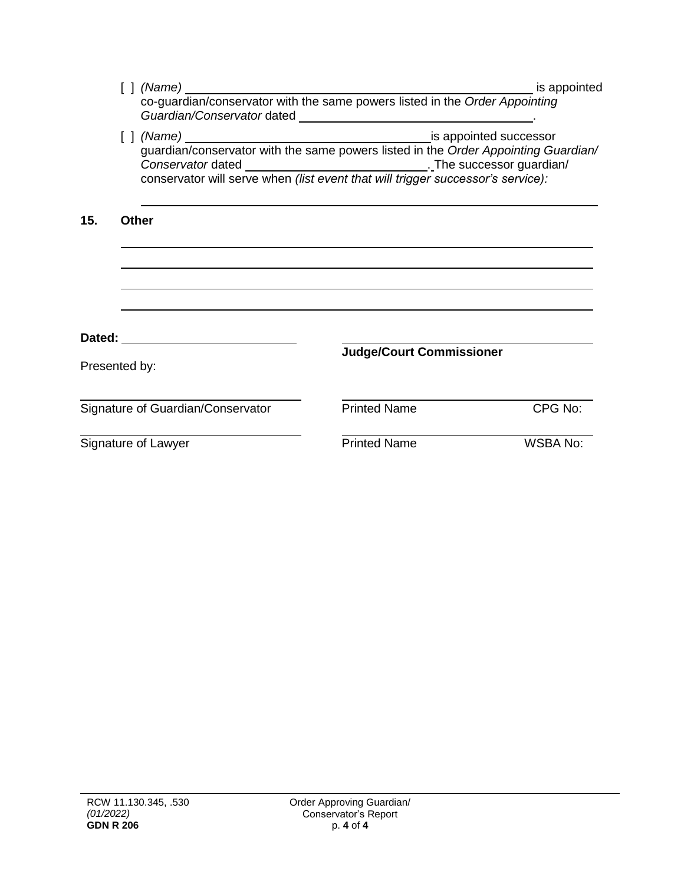[ ] *(Name)* ______________________________ is appointed co-guardian/conservator with the same powers listed in the *Order Appointing Guardian/Conservator* dated ______________________.

[ ] *(Name)* ______________________________ is appointed successor guardian/conservator with the same powers listed in the *Order Appointing Guardian/ Conservator* dated ______________________. The successor guardian/ conservator will serve when *(list event that will trigger successor's service):*

______________________________________________________________

**15. Other**

______________________________________________________________

______________________________________________________________

______________________________________________________________

______________________________________________________________

**Dated:** ______________________

______________________________
**Judge/Court Commissioner**

Presented by:

______________________________
Signature of Guardian/Conservator

______________________________
Printed Name CPG No:

______________________________
Signature of Lawyer

______________________________
Printed Name WSBA No:

RCW 11.130.345, .530
*(01/2022)*
**GDN R 206**

Order Approving Guardian/ Conservator's Report